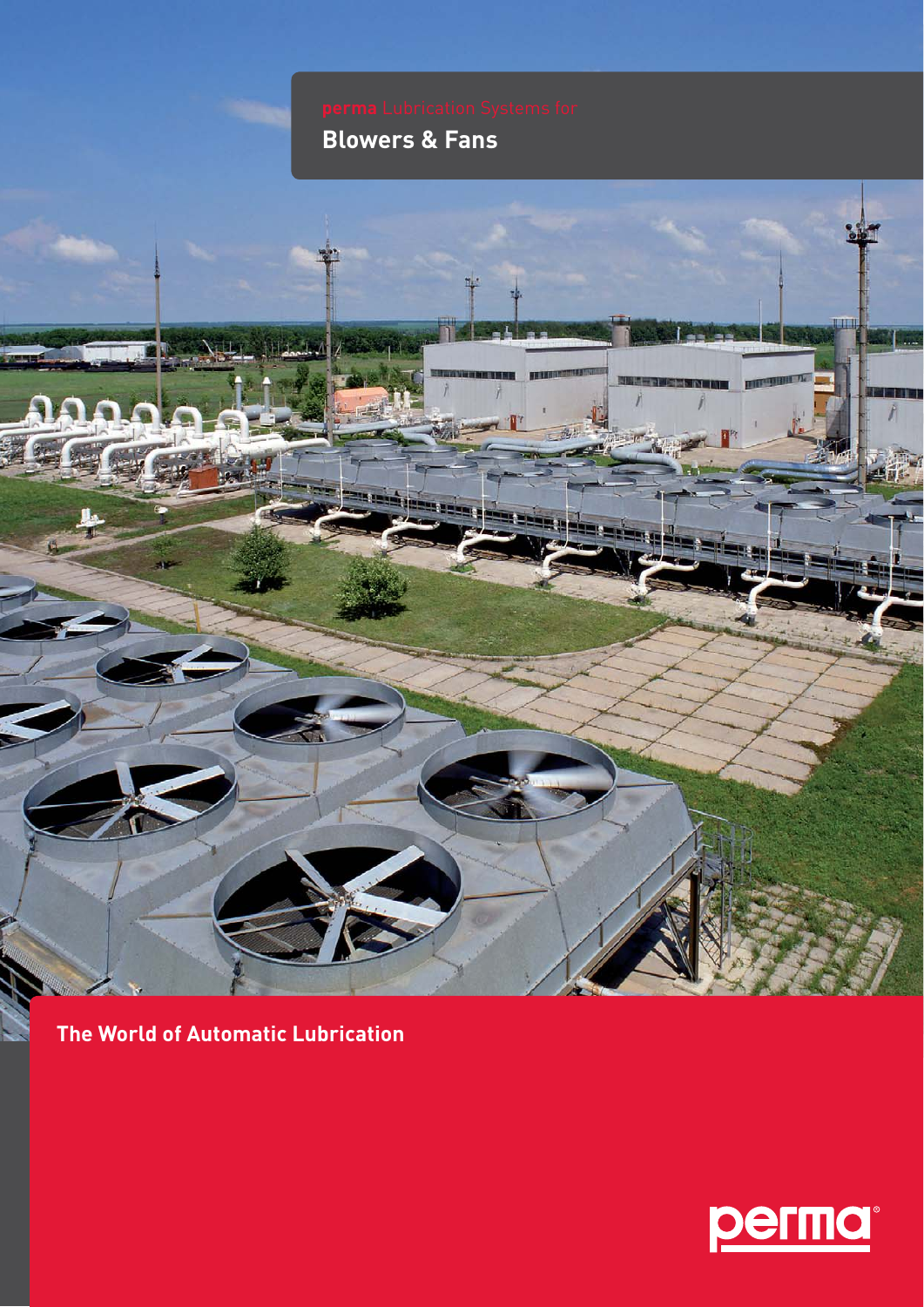perma Lubrication Systems for

# Blowers & Fans

## The World of Automatic Lubrication

perma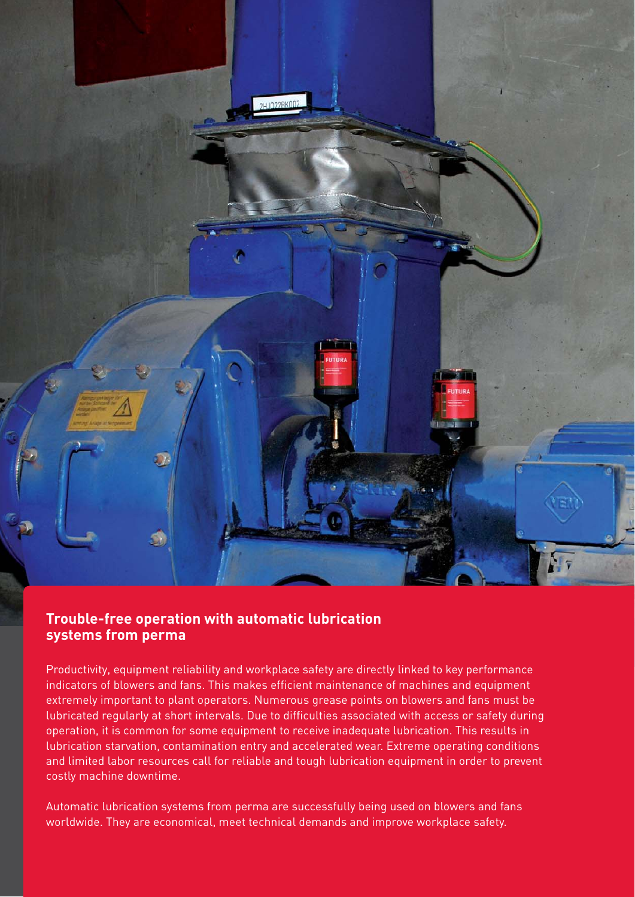## Trouble-free operation with automatic lubrication systems from perma

Productivity, equipment reliability and workplace safety are directly linked to key performance indicators of blowers and fans. This makes efficient maintenance of machines and equipment extremely important to plant operators. Numerous grease points on blowers and fans must be lubricated regularly at short intervals. Due to difficulties associated with access or safety during operation, it is common for some equipment to receive inadequate lubrication. This results in lubrication starvation, contamination entry and accelerated wear. Extreme operating conditions and limited labor resources call for reliable and tough lubrication equipment in order to prevent costly machine downtime.

Automatic lubrication systems from perma are successfully being used on blowers and fans worldwide. They are economical, meet technical demands and improve workplace safety.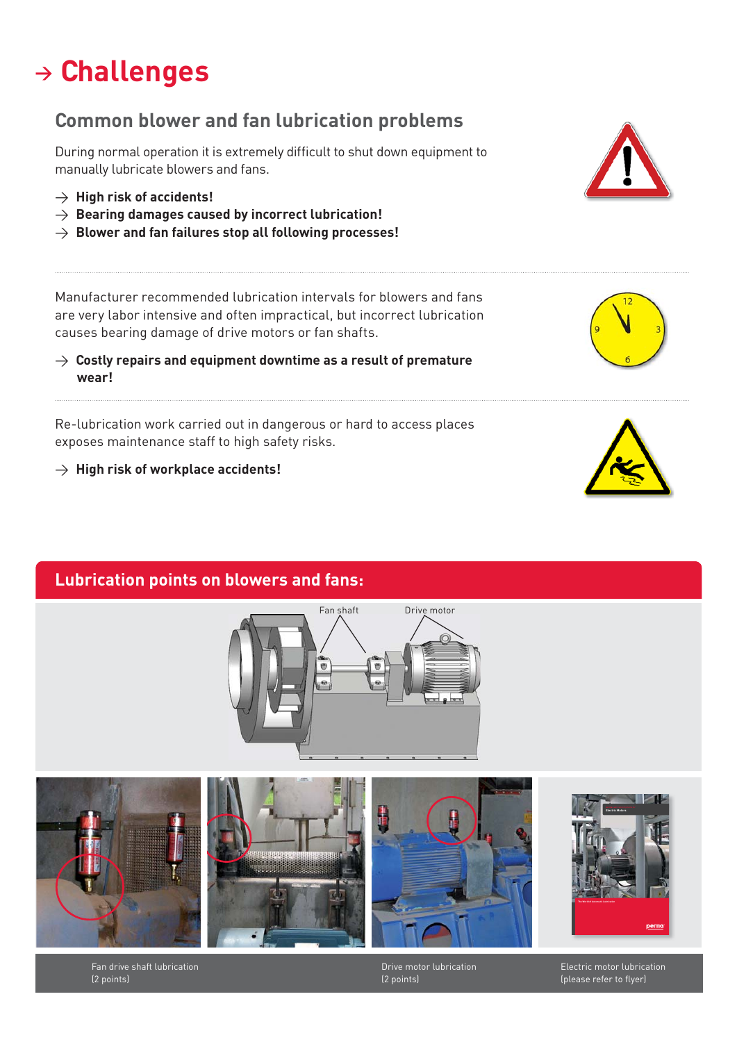# → Challenges

## Common blower and fan lubrication problems

During normal operation it is extremely difficult to shut down equipment to manually lubricate blowers and fans.

- → **High risk of accidents!**
- → **Bearing damages caused by incorrect lubrication!**
- → **Blower and fan failures stop all following processes!**

Manufacturer recommended lubrication intervals for blowers and fans are very labor intensive and often impractical, but incorrect lubrication causes bearing damage of drive motors or fan shafts.

- → **Costly repairs and equipment downtime as a result of premature wear!**

Re-lubrication work carried out in dangerous or hard to access places exposes maintenance staff to high safety risks.

- → **High risk of workplace accidents!**

## Lubrication points on blowers and fans:

Fan shaft

Drive motor

Fan drive shaft lubrication (2 points)

Drive motor lubrication (2 points)

Electric motor lubrication (please refer to flyer)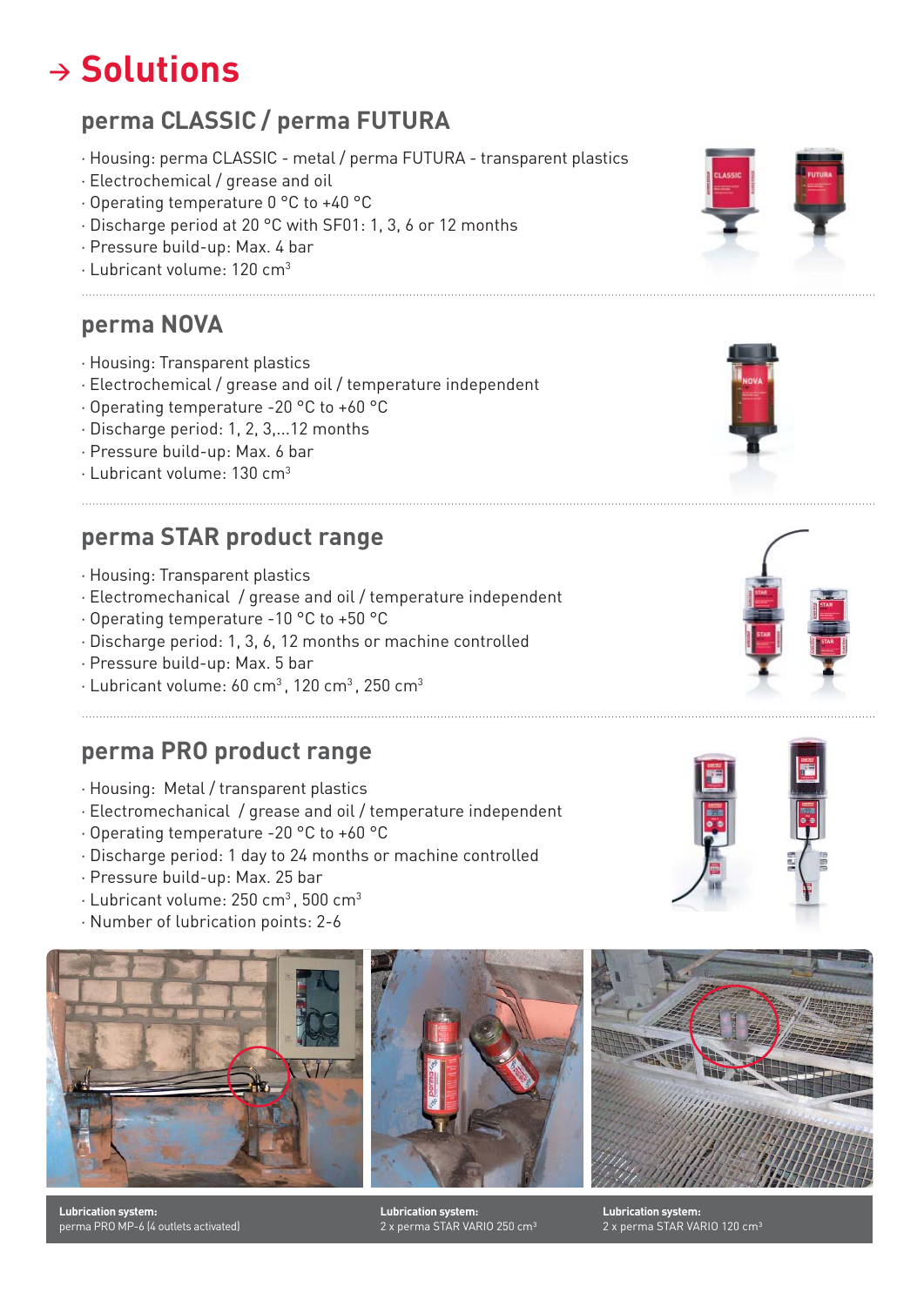# → Solutions

## perma CLASSIC / perma FUTURA

- Housing: perma CLASSIC - metal / perma FUTURA - transparent plastics
- Electrochemical / grease and oil
- Operating temperature 0 °C to +40 °C
- Discharge period at 20 °C with SF01: 1, 3, 6 or 12 months
- Pressure build-up: Max. 4 bar
- Lubricant volume: 120 cm$^3$

## perma NOVA

- Housing: Transparent plastics
- Electrochemical / grease and oil / temperature independent
- Operating temperature -20 °C to +60 °C
- Discharge period: 1, 2, 3,...12 months
- Pressure build-up: Max. 6 bar
- Lubricant volume: 130 cm$^3$

## perma STAR product range

- Housing: Transparent plastics
- Electromechanical / grease and oil / temperature independent
- Operating temperature -10 °C to +50 °C
- Discharge period: 1, 3, 6, 12 months or machine controlled
- Pressure build-up: Max. 5 bar
- Lubricant volume: 60 cm$^3$, 120 cm$^3$, 250 cm$^3$

## perma PRO product range

- Housing: Metal / transparent plastics
- Electromechanical / grease and oil / temperature independent
- Operating temperature -20 °C to +60 °C
- Discharge period: 1 day to 24 months or machine controlled
- Pressure build-up: Max. 25 bar
- Lubricant volume: 250 cm$^3$, 500 cm$^3$
- Number of lubrication points: 2-6

**Lubrication system:**
perma PRO MP-6 (4 outlets activated)

**Lubrication system:**
2 x perma STAR VARIO 250 cm$^3$

**Lubrication system:**
2 x perma STAR VARIO 120 cm$^3$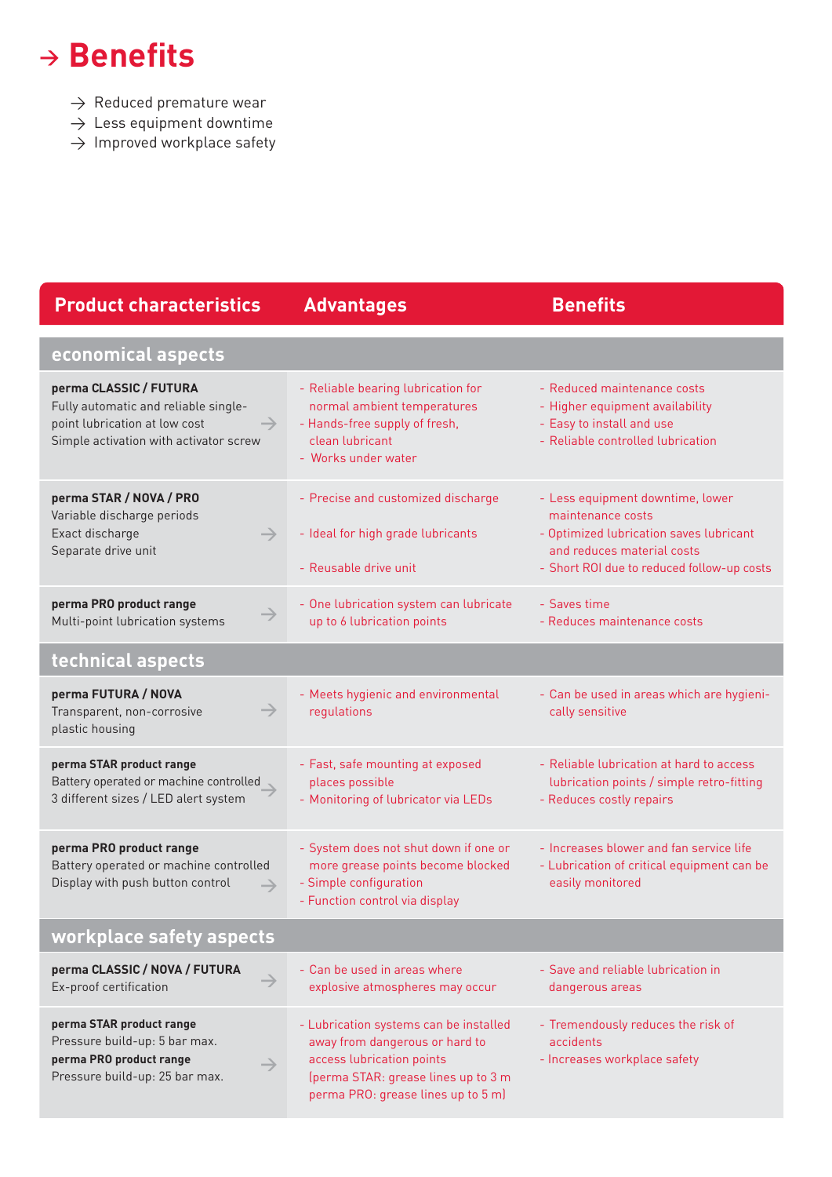# → Benefits

- → Reduced premature wear
- → Less equipment downtime
- → Improved workplace safety

| Product characteristics | Advantages | Benefits |
| --- | --- | --- |
| **economical aspects** | | |
| **perma CLASSIC / FUTURA**<br>Fully automatic and reliable single-point lubrication at low cost<br>Simple activation with activator screw → | - Reliable bearing lubrication for normal ambient temperatures<br>- Hands-free supply of fresh, clean lubricant<br>- Works under water | - Reduced maintenance costs<br>- Higher equipment availability<br>- Easy to install and use<br>- Reliable controlled lubrication |
| **perma STAR / NOVA / PRO**<br>Variable discharge periods<br>Exact discharge<br>Separate drive unit → | - Precise and customized discharge<br>- Ideal for high grade lubricants<br>- Reusable drive unit | - Less equipment downtime, lower maintenance costs<br>- Optimized lubrication saves lubricant and reduces material costs<br>- Short ROI due to reduced follow-up costs |
| **perma PRO product range**<br>Multi-point lubrication systems → | - One lubrication system can lubricate up to 6 lubrication points | - Saves time<br>- Reduces maintenance costs |
| **technical aspects** | | |
| **perma FUTURA / NOVA**<br>Transparent, non-corrosive plastic housing → | - Meets hygienic and environmental regulations | - Can be used in areas which are hygienically sensitive |
| **perma STAR product range**<br>Battery operated or machine controlled<br>3 different sizes / LED alert system → | - Fast, safe mounting at exposed places possible<br>- Monitoring of lubricator via LEDs | - Reliable lubrication at hard to access lubrication points / simple retro-fitting<br>- Reduces costly repairs |
| **perma PRO product range**<br>Battery operated or machine controlled<br>Display with push button control → | - System does not shut down if one or more grease points become blocked<br>- Simple configuration<br>- Function control via display | - Increases blower and fan service life<br>- Lubrication of critical equipment can be easily monitored |
| **workplace safety aspects** | | |
| **perma CLASSIC / NOVA / FUTURA**<br>Ex-proof certification → | - Can be used in areas where explosive atmospheres may occur | - Save and reliable lubrication in dangerous areas |
| **perma STAR product range**<br>Pressure build-up: 5 bar max.<br>**perma PRO product range**<br>Pressure build-up: 25 bar max. → | - Lubrication systems can be installed away from dangerous or hard to access lubrication points (perma STAR: grease lines up to 3 m perma PRO: grease lines up to 5 m) | - Tremendously reduces the risk of accidents<br>- Increases workplace safety |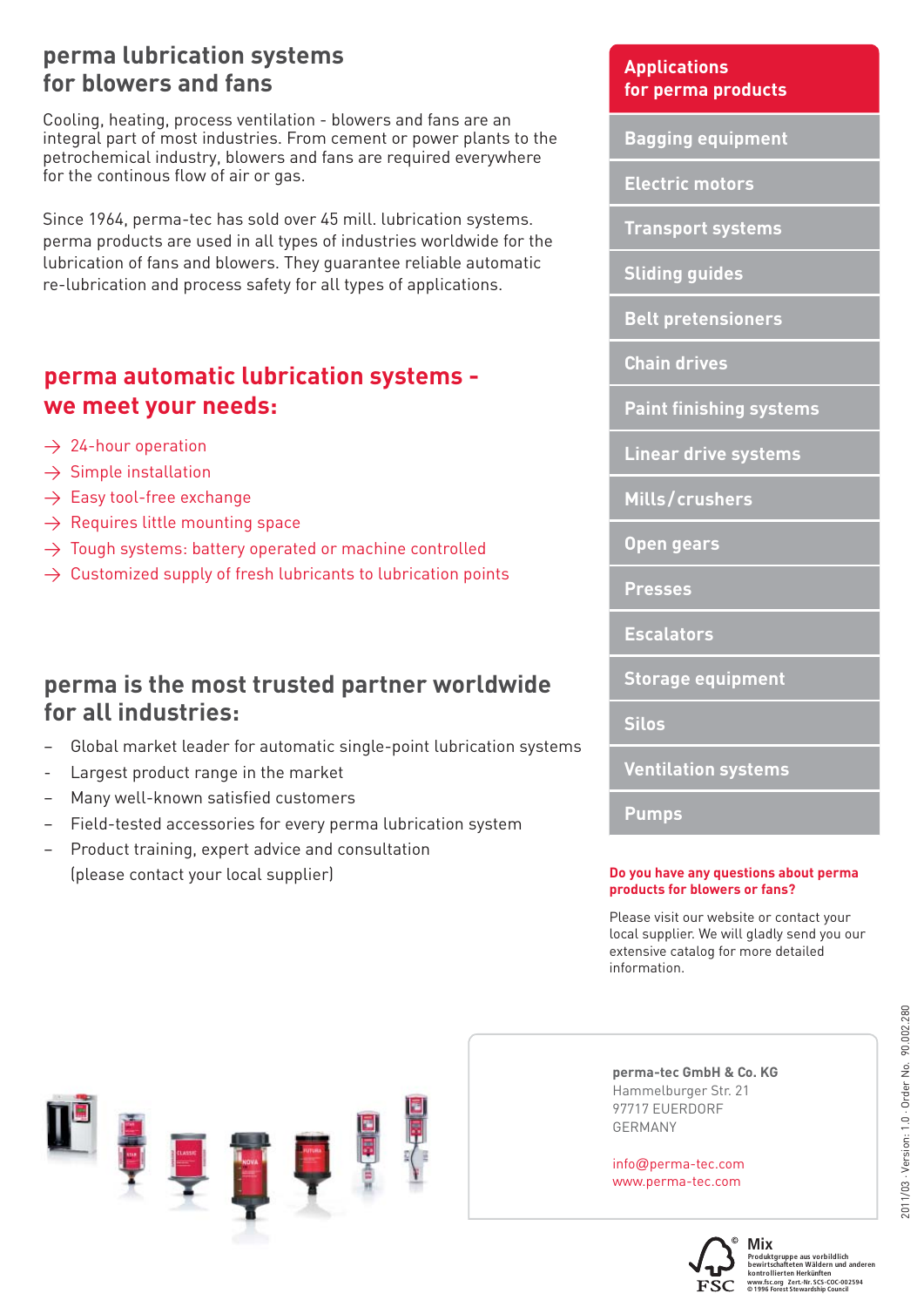## perma lubrication systems for blowers and fans

Cooling, heating, process ventilation - blowers and fans are an integral part of most industries. From cement or power plants to the petrochemical industry, blowers and fans are required everywhere for the continous flow of air or gas.

Since 1964, perma-tec has sold over 45 mill. lubrication systems. perma products are used in all types of industries worldwide for the lubrication of fans and blowers. They guarantee reliable automatic re-lubrication and process safety for all types of applications.

## perma automatic lubrication systems - we meet your needs:

- → 24-hour operation
- → Simple installation
- → Easy tool-free exchange
- → Requires little mounting space
- → Tough systems: battery operated or machine controlled
- → Customized supply of fresh lubricants to lubrication points

## perma is the most trusted partner worldwide for all industries:

- Global market leader for automatic single-point lubrication systems
- Largest product range in the market
- Many well-known satisfied customers
- Field-tested accessories for every perma lubrication system
- Product training, expert advice and consultation (please contact your local supplier)

### Applications for perma products

- Bagging equipment
- Electric motors
- Transport systems
- Sliding guides
- Belt pretensioners
- Chain drives
- Paint finishing systems
- Linear drive systems
- Mills/crushers
- Open gears
- Presses
- Escalators
- Storage equipment
- Silos
- Ventilation systems
- Pumps

**Do you have any questions about perma products for blowers or fans?**

Please visit our website or contact your local supplier. We will gladly send you our extensive catalog for more detailed information.

**perma-tec GmbH & Co. KG**
Hammelburger Str. 21
97717 EUERDORF
GERMANY

info@perma-tec.com
www.perma-tec.com

2011/03 · Version: 1.0 · Order No. 90.002.280

Mix
Produktgruppe aus vorbildlich bewirtschafteten Wäldern und anderen kontrollierten Herkünften
www.fsc.org Zert.-Nr. SCS-COC-002594
© 1996 Forest Stewardship Council